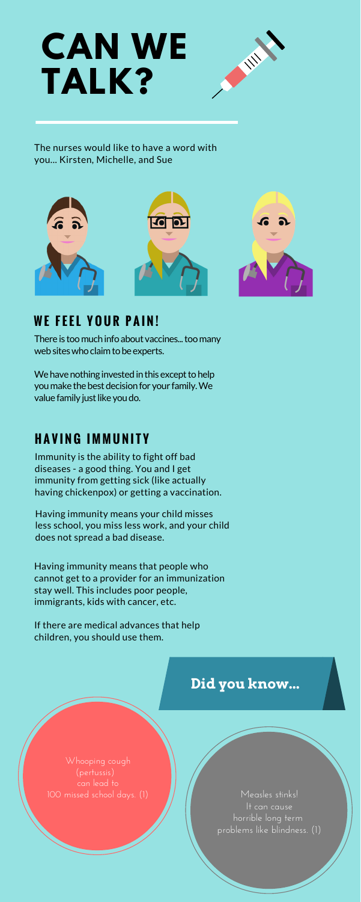# CAN WE TALK?

The nurses would like to have a word with you... Kirsten, Michelle, and Sue

## WE FEEL YOUR PAIN!

There is too much info about vaccines... too many web sites who claim to be experts.

We have nothing invested in this except to help you make the best decision for your family. We value family just like you do.

## HAVING IMMUNITY

Immunity is the ability to fight off bad diseases - a good thing. You and I get immunity from getting sick (like actually having chickenpox) or getting a vaccination.

Having immunity means your child misses less school, you miss less work, and your child does not spread a bad disease.

Having immunity means that people who cannot get to a provider for an immunization stay well. This includes poor people, immigrants, kids with cancer, etc.

If there are medical advances that help children, you should use them.

### Did you know...

Whooping cough (pertussis) can lead to 100 missed school days. (1)

Measles stinks! It can cause horrible long term problems like blindness. (1)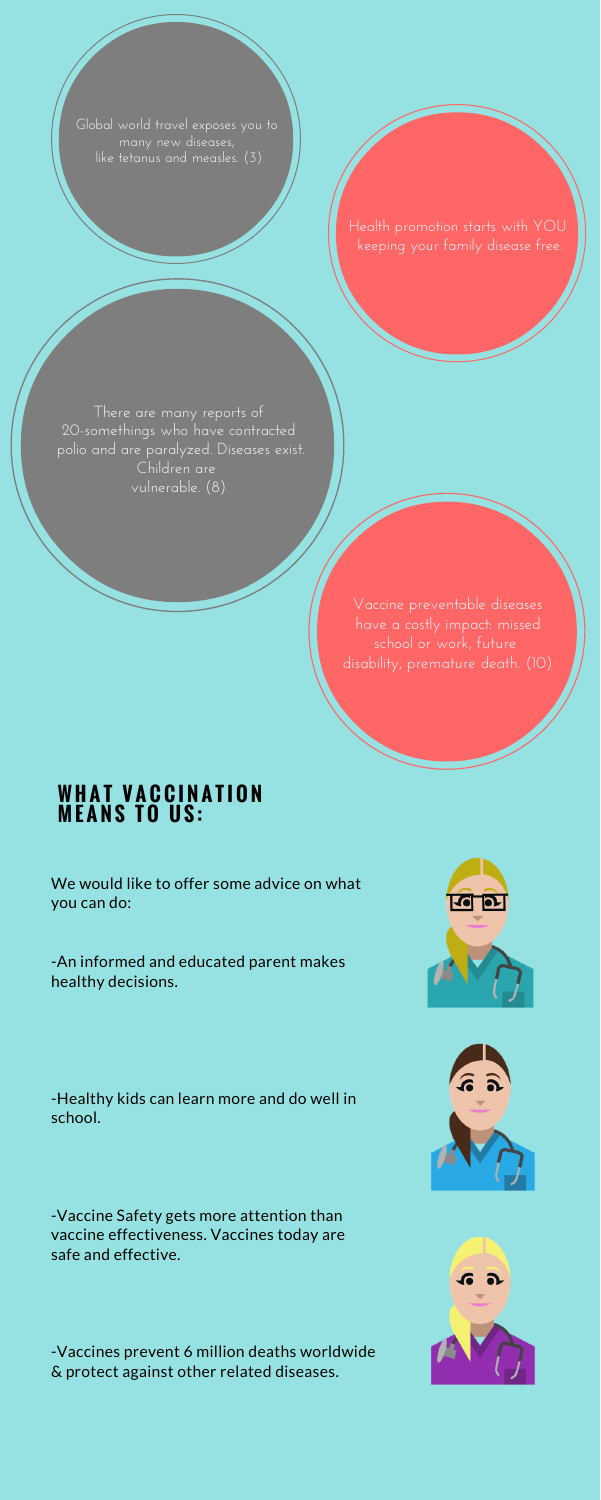Global world travel exposes you to many new diseases, like tetanus and measles. (3)

Health promotion starts with YOU keeping your family disease free.

There are many reports of 20-somethings who have contracted polio and are paralyzed. Diseases exist. Children are vulnerable. (8)

Vaccine preventable diseases have a costly impact: missed school or work, future disability, premature death. (10)

## WHAT VACCINATION MEANS TO US:

We would like to offer some advice on what you can do:

-An informed and educated parent makes healthy decisions.

-Healthy kids can learn more and do well in school.

-Vaccine Safety gets more attention than vaccine effectiveness. Vaccines today are safe and effective.

-Vaccines prevent 6 million deaths worldwide & protect against other related diseases.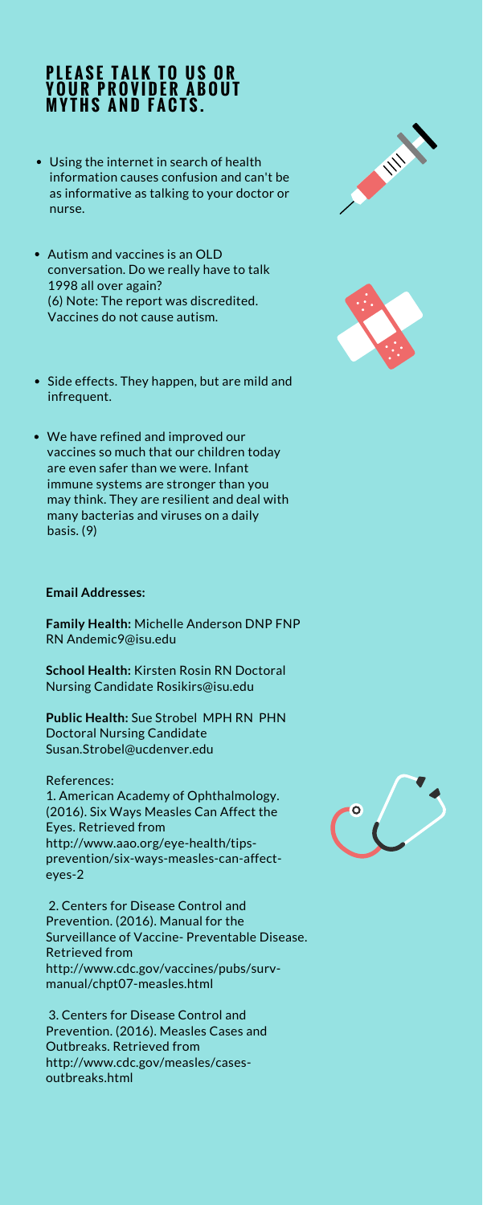## PLEASE TALK TO US OR YOUR PROVIDER ABOUT MYTHS AND FACTS.

- Using the internet in search of health information causes confusion and can't be as informative as talking to your doctor or nurse.
- Autism and vaccines is an OLD conversation. Do we really have to talk 1998 all over again?
  (6) Note: The report was discredited. Vaccines do not cause autism.
- Side effects. They happen, but are mild and infrequent.
- We have refined and improved our vaccines so much that our children today are even safer than we were. Infant immune systems are stronger than you may think. They are resilient and deal with many bacterias and viruses on a daily basis. (9)

**Email Addresses:**

**Family Health:** Michelle Anderson DNP FNP RN Andemic9@isu.edu

**School Health:** Kirsten Rosin RN Doctoral Nursing Candidate Rosikirs@isu.edu

**Public Health:** Sue Strobel MPH RN PHN Doctoral Nursing Candidate Susan.Strobel@ucdenver.edu

References:

1. American Academy of Ophthalmology. (2016). Six Ways Measles Can Affect the Eyes. Retrieved from http://www.aao.org/eye-health/tips-prevention/six-ways-measles-can-affect-eyes-2

2. Centers for Disease Control and Prevention. (2016). Manual for the Surveillance of Vaccine- Preventable Disease. Retrieved from http://www.cdc.gov/vaccines/pubs/surv-manual/chpt07-measles.html

3. Centers for Disease Control and Prevention. (2016). Measles Cases and Outbreaks. Retrieved from http://www.cdc.gov/measles/cases-outbreaks.html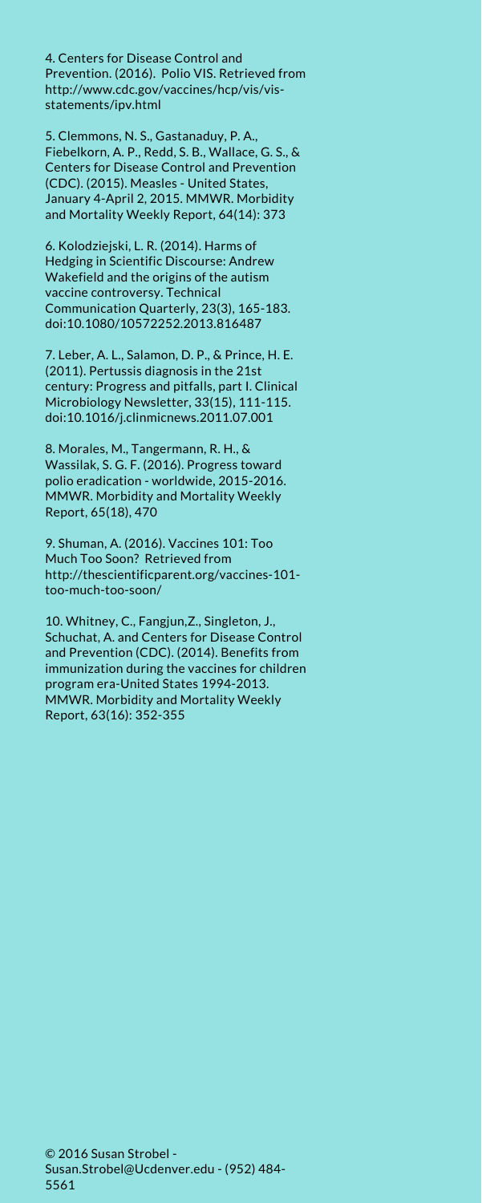4. Centers for Disease Control and Prevention. (2016). Polio VIS. Retrieved from http://www.cdc.gov/vaccines/hcp/vis/vis-statements/ipv.html

5. Clemmons, N. S., Gastanaduy, P. A., Fiebelkorn, A. P., Redd, S. B., Wallace, G. S., & Centers for Disease Control and Prevention (CDC). (2015). Measles - United States, January 4-April 2, 2015. MMWR. Morbidity and Mortality Weekly Report, 64(14): 373

6. Kolodziejski, L. R. (2014). Harms of Hedging in Scientific Discourse: Andrew Wakefield and the origins of the autism vaccine controversy. Technical Communication Quarterly, 23(3), 165-183. doi:10.1080/10572252.2013.816487

7. Leber, A. L., Salamon, D. P., & Prince, H. E. (2011). Pertussis diagnosis in the 21st century: Progress and pitfalls, part I. Clinical Microbiology Newsletter, 33(15), 111-115. doi:10.1016/j.clinmicnews.2011.07.001

8. Morales, M., Tangermann, R. H., & Wassilak, S. G. F. (2016). Progress toward polio eradication - worldwide, 2015-2016. MMWR. Morbidity and Mortality Weekly Report, 65(18), 470

9. Shuman, A. (2016). Vaccines 101: Too Much Too Soon? Retrieved from http://thescientificparent.org/vaccines-101-too-much-too-soon/

10. Whitney, C., Fangjun,Z., Singleton, J., Schuchat, A. and Centers for Disease Control and Prevention (CDC). (2014). Benefits from immunization during the vaccines for children program era-United States 1994-2013. MMWR. Morbidity and Mortality Weekly Report, 63(16): 352-355

© 2016 Susan Strobel - Susan.Strobel@Ucdenver.edu - (952) 484-5561